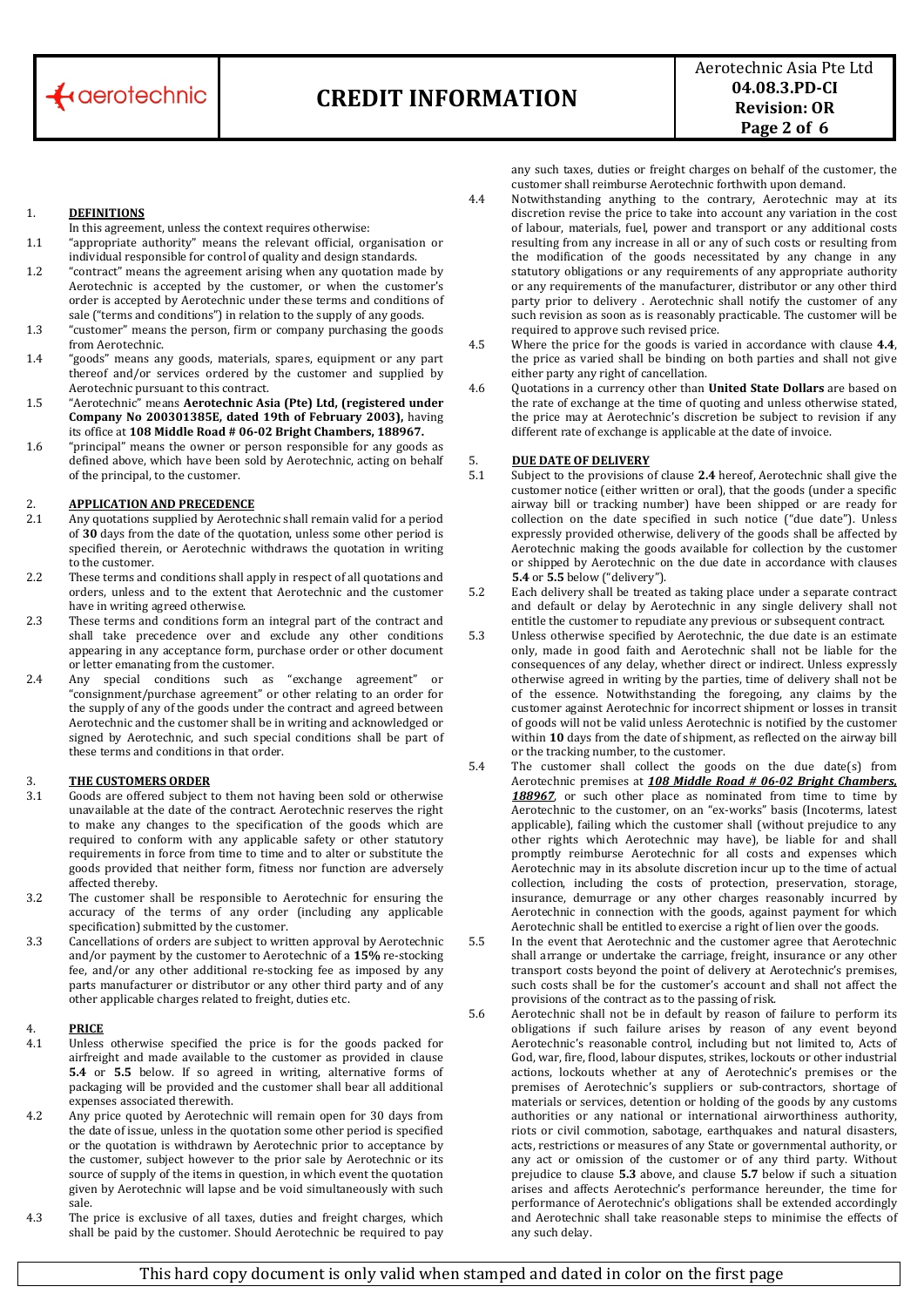## 1. DEFINITIONS

In this agreement, unless the context requires otherwise:

1.1 "appropriate authority" means the relevant official, organisation or individual responsible for control of quality and design standards.

1.2 "contract" means the agreement arising when any quotation made by Aerotechnic is accepted by the customer, or when the customer's order is accepted by Aerotechnic under these terms and conditions of sale ("terms and conditions") in relation to the supply of any goods.

1.3 "customer" means the person, firm or company purchasing the goods from Aerotechnic.

1.4 "goods" means any goods, materials, spares, equipment or any part thereof and/or services ordered by the customer and supplied by Aerotechnic pursuant to this contract.

1.5 "Aerotechnic" means **Aerotechnic Asia (Pte) Ltd, (registered under Company No 200301385E, dated 19th of February 2003),** having its office at **108 Middle Road # 06-02 Bright Chambers, 188967.**

1.6 "principal" means the owner or person responsible for any goods as defined above, which have been sold by Aerotechnic, acting on behalf of the principal, to the customer.

## 2. APPLICATION AND PRECEDENCE

2.1 Any quotations supplied by Aerotechnic shall remain valid for a period of **30** days from the date of the quotation, unless some other period is specified therein, or Aerotechnic withdraws the quotation in writing to the customer.

2.2 These terms and conditions shall apply in respect of all quotations and orders, unless and to the extent that Aerotechnic and the customer have in writing agreed otherwise.

2.3 These terms and conditions form an integral part of the contract and shall take precedence over and exclude any other conditions appearing in any acceptance form, purchase order or other document or letter emanating from the customer.

2.4 Any special conditions such as "exchange agreement" or "consignment/purchase agreement" or other relating to an order for the supply of any of the goods under the contract and agreed between Aerotechnic and the customer shall be in writing and acknowledged or signed by Aerotechnic, and such special conditions shall be part of these terms and conditions in that order.

## 3. THE CUSTOMERS ORDER

3.1 Goods are offered subject to them not having been sold or otherwise unavailable at the date of the contract. Aerotechnic reserves the right to make any changes to the specification of the goods which are required to conform with any applicable safety or other statutory requirements in force from time to time and to alter or substitute the goods provided that neither form, fitness nor function are adversely affected thereby.

3.2 The customer shall be responsible to Aerotechnic for ensuring the accuracy of the terms of any order (including any applicable specification) submitted by the customer.

3.3 Cancellations of orders are subject to written approval by Aerotechnic and/or payment by the customer to Aerotechnic of a **15%** re-stocking fee, and/or any other additional re-stocking fee as imposed by any parts manufacturer or distributor or any other third party and of any other applicable charges related to freight, duties etc.

## 4. PRICE

4.1 Unless otherwise specified the price is for the goods packed for airfreight and made available to the customer as provided in clause **5.4** or **5.5** below. If so agreed in writing, alternative forms of packaging will be provided and the customer shall bear all additional expenses associated therewith.

4.2 Any price quoted by Aerotechnic will remain open for 30 days from the date of issue, unless in the quotation some other period is specified or the quotation is withdrawn by Aerotechnic prior to acceptance by the customer, subject however to the prior sale by Aerotechnic or its source of supply of the items in question, in which event the quotation given by Aerotechnic will lapse and be void simultaneously with such sale.

4.3 The price is exclusive of all taxes, duties and freight charges, which shall be paid by the customer. Should Aerotechnic be required to pay any such taxes, duties or freight charges on behalf of the customer, the customer shall reimburse Aerotechnic forthwith upon demand.

4.4 Notwithstanding anything to the contrary, Aerotechnic may at its discretion revise the price to take into account any variation in the cost of labour, materials, fuel, power and transport or any additional costs resulting from any increase in all or any of such costs or resulting from the modification of the goods necessitated by any change in any statutory obligations or any requirements of any appropriate authority or any requirements of the manufacturer, distributor or any other third party prior to delivery . Aerotechnic shall notify the customer of any such revision as soon as is reasonably practicable. The customer will be required to approve such revised price.

4.5 Where the price for the goods is varied in accordance with clause **4.4**, the price as varied shall be binding on both parties and shall not give either party any right of cancellation.

4.6 Quotations in a currency other than **United State Dollars** are based on the rate of exchange at the time of quoting and unless otherwise stated, the price may at Aerotechnic's discretion be subject to revision if any different rate of exchange is applicable at the date of invoice.

## 5. DUE DATE OF DELIVERY

5.1 Subject to the provisions of clause **2.4** hereof, Aerotechnic shall give the customer notice (either written or oral), that the goods (under a specific airway bill or tracking number) have been shipped or are ready for collection on the date specified in such notice ("due date"). Unless expressly provided otherwise, delivery of the goods shall be affected by Aerotechnic making the goods available for collection by the customer or shipped by Aerotechnic on the due date in accordance with clauses **5.4** or **5.5** below ("delivery").

5.2 Each delivery shall be treated as taking place under a separate contract and default or delay by Aerotechnic in any single delivery shall not entitle the customer to repudiate any previous or subsequent contract.

5.3 Unless otherwise specified by Aerotechnic, the due date is an estimate only, made in good faith and Aerotechnic shall not be liable for the consequences of any delay, whether direct or indirect. Unless expressly otherwise agreed in writing by the parties, time of delivery shall not be of the essence. Notwithstanding the foregoing, any claims by the customer against Aerotechnic for incorrect shipment or losses in transit of goods will not be valid unless Aerotechnic is notified by the customer within **10** days from the date of shipment, as reflected on the airway bill or the tracking number, to the customer.

5.4 The customer shall collect the goods on the due date(s) from Aerotechnic premises at ***108 Middle Road # 06-02 Bright Chambers, 188967***, or such other place as nominated from time to time by Aerotechnic to the customer, on an "ex-works" basis (Incoterms, latest applicable), failing which the customer shall (without prejudice to any other rights which Aerotechnic may have), be liable for and shall promptly reimburse Aerotechnic for all costs and expenses which Aerotechnic may in its absolute discretion incur up to the time of actual collection, including the costs of protection, preservation, storage, insurance, demurrage or any other charges reasonably incurred by Aerotechnic in connection with the goods, against payment for which Aerotechnic shall be entitled to exercise a right of lien over the goods.

5.5 In the event that Aerotechnic and the customer agree that Aerotechnic shall arrange or undertake the carriage, freight, insurance or any other transport costs beyond the point of delivery at Aerotechnic's premises, such costs shall be for the customer's account and shall not affect the provisions of the contract as to the passing of risk.

5.6 Aerotechnic shall not be in default by reason of failure to perform its obligations if such failure arises by reason of any event beyond Aerotechnic's reasonable control, including but not limited to, Acts of God, war, fire, flood, labour disputes, strikes, lockouts or other industrial actions, lockouts whether at any of Aerotechnic's premises or the premises of Aerotechnic's suppliers or sub-contractors, shortage of materials or services, detention or holding of the goods by any customs authorities or any national or international airworthiness authority, riots or civil commotion, sabotage, earthquakes and natural disasters, acts, restrictions or measures of any State or governmental authority, or any act or omission of the customer or of any third party. Without prejudice to clause **5.3** above, and clause **5.7** below if such a situation arises and affects Aerotechnic's performance hereunder, the time for performance of Aerotechnic's obligations shall be extended accordingly and Aerotechnic shall take reasonable steps to minimise the effects of any such delay.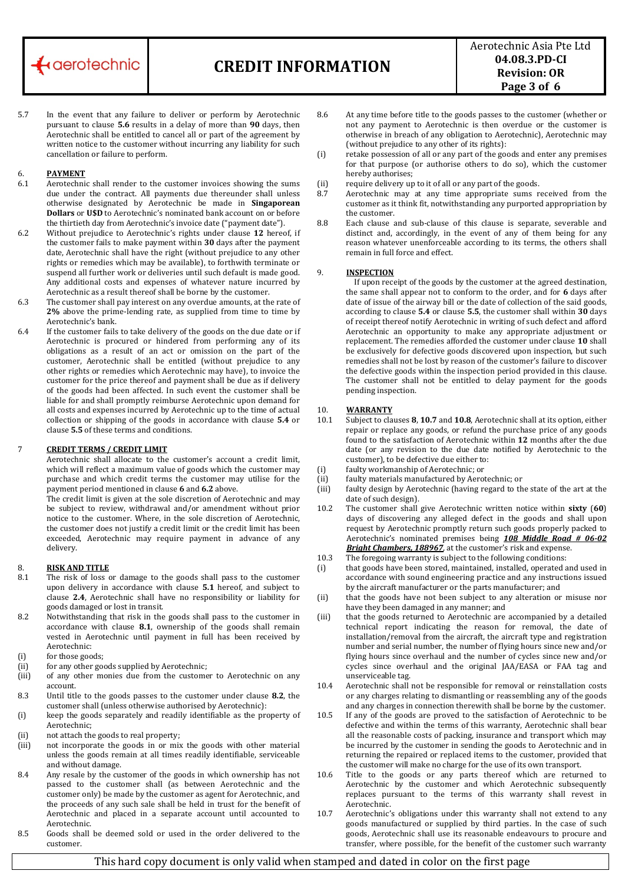5.7 In the event that any failure to deliver or perform by Aerotechnic pursuant to clause **5.6** results in a delay of more than **90** days, then Aerotechnic shall be entitled to cancel all or part of the agreement by written notice to the customer without incurring any liability for such cancellation or failure to perform.

## 6. PAYMENT

6.1 Aerotechnic shall render to the customer invoices showing the sums due under the contract. All payments due thereunder shall unless otherwise designated by Aerotechnic be made in **Singaporean Dollars** or **U$D** to Aerotechnic's nominated bank account on or before the thirtieth day from Aerotechnic's invoice date ("payment date").

6.2 Without prejudice to Aerotechnic's rights under clause **12** hereof, if the customer fails to make payment within **30** days after the payment date, Aerotechnic shall have the right (without prejudice to any other rights or remedies which may be available), to forthwith terminate or suspend all further work or deliveries until such default is made good. Any additional costs and expenses of whatever nature incurred by Aerotechnic as a result thereof shall be borne by the customer.

6.3 The customer shall pay interest on any overdue amounts, at the rate of **2%** above the prime-lending rate, as supplied from time to time by Aerotechnic's bank.

6.4 If the customer fails to take delivery of the goods on the due date or if Aerotechnic is procured or hindered from performing any of its obligations as a result of an act or omission on the part of the customer, Aerotechnic shall be entitled (without prejudice to any other rights or remedies which Aerotechnic may have), to invoice the customer for the price thereof and payment shall be due as if delivery of the goods had been affected. In such event the customer shall be liable for and shall promptly reimburse Aerotechnic upon demand for all costs and expenses incurred by Aerotechnic up to the time of actual collection or shipping of the goods in accordance with clause **5.4** or clause **5.5** of these terms and conditions.

## 7 CREDIT TERMS / CREDIT LIMIT

Aerotechnic shall allocate to the customer's account a credit limit, which will reflect a maximum value of goods which the customer may purchase and which credit terms the customer may utilise for the payment period mentioned in clause **6** and **6.2** above.

The credit limit is given at the sole discretion of Aerotechnic and may be subject to review, withdrawal and/or amendment without prior notice to the customer. Where, in the sole discretion of Aerotechnic, the customer does not justify a credit limit or the credit limit has been exceeded, Aerotechnic may require payment in advance of any delivery.

## 8. RISK AND TITLE

8.1 The risk of loss or damage to the goods shall pass to the customer upon delivery in accordance with clause **5.1** hereof, and subject to clause **2.4**, Aerotechnic shall have no responsibility or liability for goods damaged or lost in transit.

8.2 Notwithstanding that risk in the goods shall pass to the customer in accordance with clause **8.1**, ownership of the goods shall remain vested in Aerotechnic until payment in full has been received by Aerotechnic:

(i) for those goods;
(ii) for any other goods supplied by Aerotechnic;
(iii) of any other monies due from the customer to Aerotechnic on any account.

8.3 Until title to the goods passes to the customer under clause **8.2**, the customer shall (unless otherwise authorised by Aerotechnic):

(i) keep the goods separately and readily identifiable as the property of Aerotechnic;
(ii) not attach the goods to real property;
(iii) not incorporate the goods in or mix the goods with other material unless the goods remain at all times readily identifiable, serviceable and without damage.

8.4 Any resale by the customer of the goods in which ownership has not passed to the customer shall (as between Aerotechnic and the customer only) be made by the customer as agent for Aerotechnic, and the proceeds of any such sale shall be held in trust for the benefit of Aerotechnic and placed in a separate account until accounted to Aerotechnic.

8.5 Goods shall be deemed sold or used in the order delivered to the customer.

8.6 At any time before title to the goods passes to the customer (whether or not any payment to Aerotechnic is then overdue or the customer is otherwise in breach of any obligation to Aerotechnic), Aerotechnic may (without prejudice to any other of its rights):

(i) retake possession of all or any part of the goods and enter any premises for that purpose (or authorise others to do so), which the customer hereby authorises;
(ii) require delivery up to it of all or any part of the goods.

8.7 Aerotechnic may at any time appropriate sums received from the customer as it think fit, notwithstanding any purported appropriation by the customer.

8.8 Each clause and sub-clause of this clause is separate, severable and distinct and, accordingly, in the event of any of them being for any reason whatever unenforceable according to its terms, the others shall remain in full force and effect.

## 9. INSPECTION

If upon receipt of the goods by the customer at the agreed destination, the same shall appear not to conform to the order, and for **6** days after date of issue of the airway bill or the date of collection of the said goods, according to clause **5.4** or clause **5.5**, the customer shall within **30** days of receipt thereof notify Aerotechnic in writing of such defect and afford Aerotechnic an opportunity to make any appropriate adjustment or replacement. The remedies afforded the customer under clause **10** shall be exclusively for defective goods discovered upon inspection, but such remedies shall not be lost by reason of the customer's failure to discover the defective goods within the inspection period provided in this clause. The customer shall not be entitled to delay payment for the goods pending inspection.

## 10. WARRANTY

10.1 Subject to clauses **8**, **10.7** and **10.8**, Aerotechnic shall at its option, either repair or replace any goods, or refund the purchase price of any goods found to the satisfaction of Aerotechnic within **12** months after the due date (or any revision to the due date notified by Aerotechnic to the customer), to be defective due either to:

(i) faulty workmanship of Aerotechnic; or
(ii) faulty materials manufactured by Aerotechnic; or
(iii) faulty design by Aerotechnic (having regard to the state of the art at the date of such design).

10.2 The customer shall give Aerotechnic written notice within **sixty** (**60**) days of discovering any alleged defect in the goods and shall upon request by Aerotechnic promptly return such goods properly packed to Aerotechnic's nominated premises being ***108 Middle Road # 06-02 Bright Chambers, 188967***, at the customer's risk and expense.

10.3 The foregoing warranty is subject to the following conditions:

(i) that goods have been stored, maintained, installed, operated and used in accordance with sound engineering practice and any instructions issued by the aircraft manufacturer or the parts manufacturer; and
(ii) that the goods have not been subject to any alteration or misuse nor have they been damaged in any manner; and
(iii) that the goods returned to Aerotechnic are accompanied by a detailed technical report indicating the reason for removal, the date of installation/removal from the aircraft, the aircraft type and registration number and serial number, the number of flying hours since new and/or flying hours since overhaul and the number of cycles since new and/or cycles since overhaul and the original JAA/EASA or FAA tag and unserviceable tag.

10.4 Aerotechnic shall not be responsible for removal or reinstallation costs or any charges relating to dismantling or reassembling any of the goods and any charges in connection therewith shall be borne by the customer.

10.5 If any of the goods are proved to the satisfaction of Aerotechnic to be defective and within the terms of this warranty, Aerotechnic shall bear all the reasonable costs of packing, insurance and transport which may be incurred by the customer in sending the goods to Aerotechnic and in returning the repaired or replaced items to the customer, provided that the customer will make no charge for the use of its own transport.

10.6 Title to the goods or any parts thereof which are returned to Aerotechnic by the customer and which Aerotechnic subsequently replaces pursuant to the terms of this warranty shall revest in Aerotechnic.

10.7 Aerotechnic's obligations under this warranty shall not extend to any goods manufactured or supplied by third parties. In the case of such goods, Aerotechnic shall use its reasonable endeavours to procure and transfer, where possible, for the benefit of the customer such warranty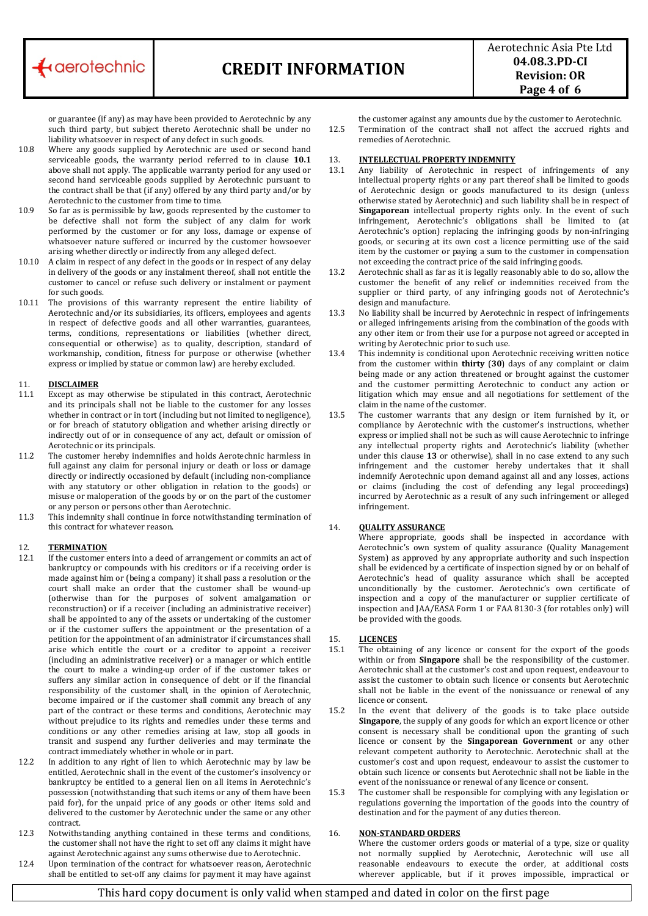or guarantee (if any) as may have been provided to Aerotechnic by any such third party, but subject thereto Aerotechnic shall be under no liability whatsoever in respect of any defect in such goods.

10.8 Where any goods supplied by Aerotechnic are used or second hand serviceable goods, the warranty period referred to in clause **10.1** above shall not apply. The applicable warranty period for any used or second hand serviceable goods supplied by Aerotechnic pursuant to the contract shall be that (if any) offered by any third party and/or by Aerotechnic to the customer from time to time.

10.9 So far as is permissible by law, goods represented by the customer to be defective shall not form the subject of any claim for work performed by the customer or for any loss, damage or expense of whatsoever nature suffered or incurred by the customer howsoever arising whether directly or indirectly from any alleged defect.

10.10 A claim in respect of any defect in the goods or in respect of any delay in delivery of the goods or any instalment thereof, shall not entitle the customer to cancel or refuse such delivery or instalment or payment for such goods.

10.11 The provisions of this warranty represent the entire liability of Aerotechnic and/or its subsidiaries, its officers, employees and agents in respect of defective goods and all other warranties, guarantees, terms, conditions, representations or liabilities (whether direct, consequential or otherwise) as to quality, description, standard of workmanship, condition, fitness for purpose or otherwise (whether express or implied by statue or common law) are hereby excluded.

## 11. DISCLAIMER

11.1 Except as may otherwise be stipulated in this contract, Aerotechnic and its principals shall not be liable to the customer for any losses whether in contract or in tort (including but not limited to negligence), or for breach of statutory obligation and whether arising directly or indirectly out of or in consequence of any act, default or omission of Aerotechnic or its principals.

11.2 The customer hereby indemnifies and holds Aerotechnic harmless in full against any claim for personal injury or death or loss or damage directly or indirectly occasioned by default (including non-compliance with any statutory or other obligation in relation to the goods) or misuse or maloperation of the goods by or on the part of the customer or any person or persons other than Aerotechnic.

11.3 This indemnity shall continue in force notwithstanding termination of this contract for whatever reason.

## 12. TERMINATION

12.1 If the customer enters into a deed of arrangement or commits an act of bankruptcy or compounds with his creditors or if a receiving order is made against him or (being a company) it shall pass a resolution or the court shall make an order that the customer shall be wound-up (otherwise than for the purposes of solvent amalgamation or reconstruction) or if a receiver (including an administrative receiver) shall be appointed to any of the assets or undertaking of the customer or if the customer suffers the appointment or the presentation of a petition for the appointment of an administrator if circumstances shall arise which entitle the court or a creditor to appoint a receiver (including an administrative receiver) or a manager or which entitle the court to make a winding-up order of if the customer takes or suffers any similar action in consequence of debt or if the financial responsibility of the customer shall, in the opinion of Aerotechnic, become impaired or if the customer shall commit any breach of any part of the contract or these terms and conditions, Aerotechnic may without prejudice to its rights and remedies under these terms and conditions or any other remedies arising at law, stop all goods in transit and suspend any further deliveries and may terminate the contract immediately whether in whole or in part.

12.2 In addition to any right of lien to which Aerotechnic may by law be entitled, Aerotechnic shall in the event of the customer's insolvency or bankruptcy be entitled to a general lien on all items in Aerotechnic's possession (notwithstanding that such items or any of them have been paid for), for the unpaid price of any goods or other items sold and delivered to the customer by Aerotechnic under the same or any other contract.

12.3 Notwithstanding anything contained in these terms and conditions, the customer shall not have the right to set off any claims it might have against Aerotechnic against any sums otherwise due to Aerotechnic.

12.4 Upon termination of the contract for whatsoever reason, Aerotechnic shall be entitled to set-off any claims for payment it may have against the customer against any amounts due by the customer to Aerotechnic.

12.5 Termination of the contract shall not affect the accrued rights and remedies of Aerotechnic.

## 13. INTELLECTUAL PROPERTY INDEMNITY

13.1 Any liability of Aerotechnic in respect of infringements of any intellectual property rights or any part thereof shall be limited to goods of Aerotechnic design or goods manufactured to its design (unless otherwise stated by Aerotechnic) and such liability shall be in respect of **Singaporean** intellectual property rights only. In the event of such infringement, Aerotechnic's obligations shall be limited to (at Aerotechnic's option) replacing the infringing goods by non-infringing goods, or securing at its own cost a licence permitting use of the said item by the customer or paying a sum to the customer in compensation not exceeding the contract price of the said infringing goods.

13.2 Aerotechnic shall as far as it is legally reasonably able to do so, allow the customer the benefit of any relief or indemnities received from the supplier or third party, of any infringing goods not of Aerotechnic's design and manufacture.

13.3 No liability shall be incurred by Aerotechnic in respect of infringements or alleged infringements arising from the combination of the goods with any other item or from their use for a purpose not agreed or accepted in writing by Aerotechnic prior to such use.

13.4 This indemnity is conditional upon Aerotechnic receiving written notice from the customer within **thirty** (**30**) days of any complaint or claim being made or any action threatened or brought against the customer and the customer permitting Aerotechnic to conduct any action or litigation which may ensue and all negotiations for settlement of the claim in the name of the customer.

13.5 The customer warrants that any design or item furnished by it, or compliance by Aerotechnic with the customer's instructions, whether express or implied shall not be such as will cause Aerotechnic to infringe any intellectual property rights and Aerotechnic's liability (whether under this clause **13** or otherwise), shall in no case extend to any such infringement and the customer hereby undertakes that it shall indemnify Aerotechnic upon demand against all and any losses, actions or claims (including the cost of defending any legal proceedings) incurred by Aerotechnic as a result of any such infringement or alleged infringement.

## 14. QUALITY ASSURANCE

Where appropriate, goods shall be inspected in accordance with Aerotechnic's own system of quality assurance (Quality Management System) as approved by any appropriate authority and such inspection shall be evidenced by a certificate of inspection signed by or on behalf of Aerotechnic's head of quality assurance which shall be accepted unconditionally by the customer. Aerotechnic's own certificate of inspection and a copy of the manufacturer or supplier certificate of inspection and JAA/EASA Form 1 or FAA 8130-3 (for rotables only) will be provided with the goods.

## 15. LICENCES

15.1 The obtaining of any licence or consent for the export of the goods within or from **Singapore** shall be the responsibility of the customer. Aerotechnic shall at the customer's cost and upon request, endeavour to assist the customer to obtain such licence or consents but Aerotechnic shall not be liable in the event of the nonissuance or renewal of any licence or consent.

15.2 In the event that delivery of the goods is to take place outside **Singapore**, the supply of any goods for which an export licence or other consent is necessary shall be conditional upon the granting of such licence or consent by the **Singaporean Government** or any other relevant competent authority to Aerotechnic. Aerotechnic shall at the customer's cost and upon request, endeavour to assist the customer to obtain such licence or consents but Aerotechnic shall not be liable in the event of the nonissuance or renewal of any licence or consent.

15.3 The customer shall be responsible for complying with any legislation or regulations governing the importation of the goods into the country of destination and for the payment of any duties thereon.

## 16. NON-STANDARD ORDERS

Where the customer orders goods or material of a type, size or quality not normally supplied by Aerotechnic, Aerotechnic will use all reasonable endeavours to execute the order, at additional costs wherever applicable, but if it proves impossible, impractical or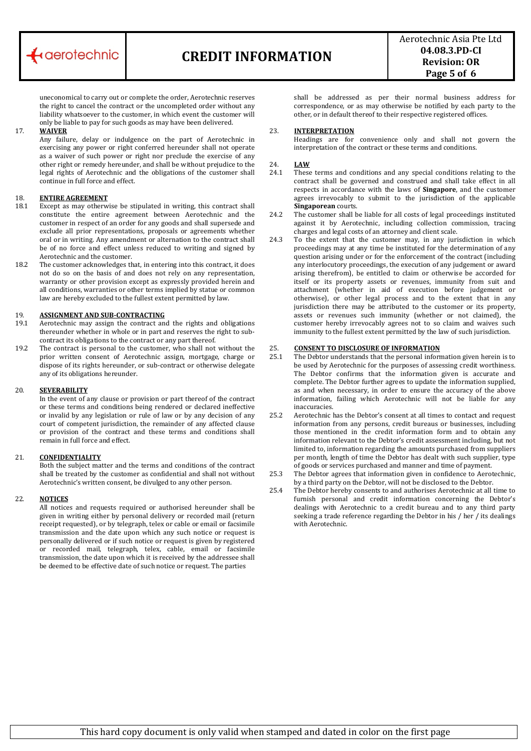uneconomical to carry out or complete the order, Aerotechnic reserves the right to cancel the contract or the uncompleted order without any liability whatsoever to the customer, in which event the customer will only be liable to pay for such goods as may have been delivered.

17. **WAIVER**

Any failure, delay or indulgence on the part of Aerotechnic in exercising any power or right conferred hereunder shall not operate as a waiver of such power or right nor preclude the exercise of any other right or remedy hereunder, and shall be without prejudice to the legal rights of Aerotechnic and the obligations of the customer shall continue in full force and effect.

18. **ENTIRE AGREEMENT**

18.1 Except as may otherwise be stipulated in writing, this contract shall constitute the entire agreement between Aerotechnic and the customer in respect of an order for any goods and shall supersede and exclude all prior representations, proposals or agreements whether oral or in writing. Any amendment or alternation to the contract shall be of no force and effect unless reduced to writing and signed by Aerotechnic and the customer.

18.2 The customer acknowledges that, in entering into this contract, it does not do so on the basis of and does not rely on any representation, warranty or other provision except as expressly provided herein and all conditions, warranties or other terms implied by statue or common law are hereby excluded to the fullest extent permitted by law.

19. **ASSIGNMENT AND SUB-CONTRACTING**

19.1 Aerotechnic may assign the contract and the rights and obligations thereunder whether in whole or in part and reserves the right to sub-contract its obligations to the contract or any part thereof.

19.2 The contract is personal to the customer, who shall not without the prior written consent of Aerotechnic assign, mortgage, charge or dispose of its rights hereunder, or sub-contract or otherwise delegate any of its obligations hereunder.

20. **SEVERABILITY**

In the event of any clause or provision or part thereof of the contract or these terms and conditions being rendered or declared ineffective or invalid by any legislation or rule of law or by any decision of any court of competent jurisdiction, the remainder of any affected clause or provision of the contract and these terms and conditions shall remain in full force and effect.

21. **CONFIDENTIALITY**

Both the subject matter and the terms and conditions of the contract shall be treated by the customer as confidential and shall not without Aerotechnic's written consent, be divulged to any other person.

22. **NOTICES**

All notices and requests required or authorised hereunder shall be given in writing either by personal delivery or recorded mail (return receipt requested), or by telegraph, telex or cable or email or facsimile transmission and the date upon which any such notice or request is personally delivered or if such notice or request is given by registered or recorded mail, telegraph, telex, cable, email or facsimile transmission, the date upon which it is received by the addressee shall be deemed to be effective date of such notice or request. The parties shall be addressed as per their normal business address for correspondence, or as may otherwise be notified by each party to the other, or in default thereof to their respective registered offices.

23. **INTERPRETATION**

Headings are for convenience only and shall not govern the interpretation of the contract or these terms and conditions.

24. **LAW**

24.1 These terms and conditions and any special conditions relating to the contract shall be governed and construed and shall take effect in all respects in accordance with the laws of **Singapore**, and the customer agrees irrevocably to submit to the jurisdiction of the applicable **Singaporean** courts.

24.2 The customer shall be liable for all costs of legal proceedings instituted against it by Aerotechnic, including collection commission, tracing charges and legal costs of an attorney and client scale.

24.3 To the extent that the customer may, in any jurisdiction in which proceedings may at any time be instituted for the determination of any question arising under or for the enforcement of the contract (including any interlocutory proceedings, the execution of any judgement or award arising therefrom), be entitled to claim or otherwise be accorded for itself or its property assets or revenues, immunity from suit and attachment (whether in aid of execution before judgement or otherwise), or other legal process and to the extent that in any jurisdiction there may be attributed to the customer or its property, assets or revenues such immunity (whether or not claimed), the customer hereby irrevocably agrees not to so claim and waives such immunity to the fullest extent permitted by the law of such jurisdiction.

25. **CONSENT TO DISCLOSURE OF INFORMATION**

25.1 The Debtor understands that the personal information given herein is to be used by Aerotechnic for the purposes of assessing credit worthiness. The Debtor confirms that the information given is accurate and complete. The Debtor further agrees to update the information supplied, as and when necessary, in order to ensure the accuracy of the above information, failing which Aerotechnic will not be liable for any inaccuracies.

25.2 Aerotechnic has the Debtor's consent at all times to contact and request information from any persons, credit bureaus or businesses, including those mentioned in the credit information form and to obtain any information relevant to the Debtor's credit assessment including, but not limited to, information regarding the amounts purchased from suppliers per month, length of time the Debtor has dealt with such supplier, type of goods or services purchased and manner and time of payment.

25.3 The Debtor agrees that information given in confidence to Aerotechnic, by a third party on the Debtor, will not be disclosed to the Debtor.

25.4 The Debtor hereby consents to and authorises Aerotechnic at all time to furnish personal and credit information concerning the Debtor's dealings with Aerotechnic to a credit bureau and to any third party seeking a trade reference regarding the Debtor in his / her / its dealings with Aerotechnic.